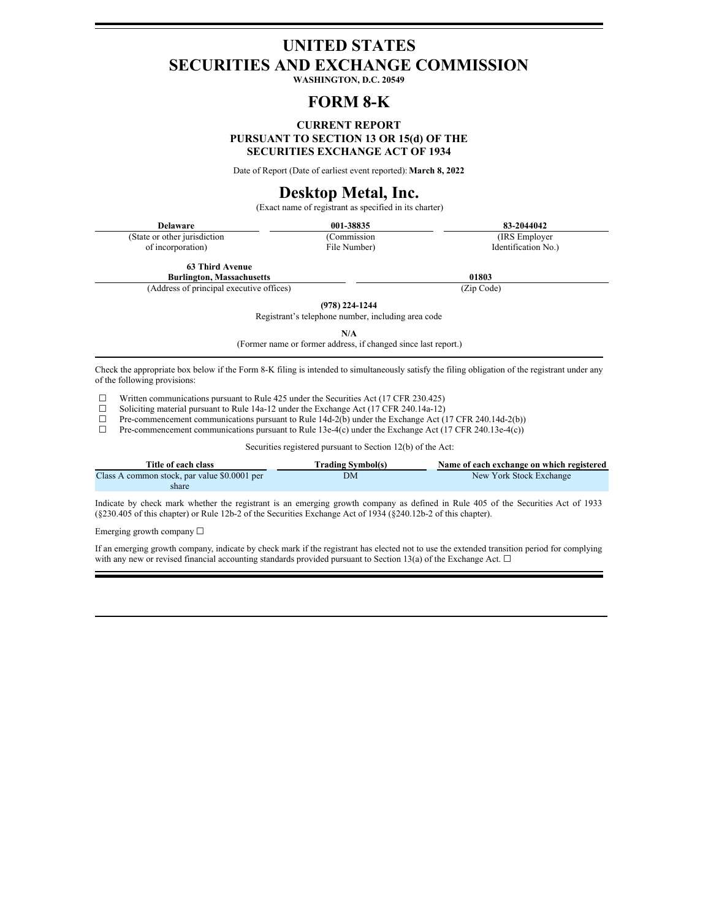# UNITED STATES
# SECURITIES AND EXCHANGE COMMISSION

**WASHINGTON, D.C. 20549**

# FORM 8-K

**CURRENT REPORT**
**PURSUANT TO SECTION 13 OR 15(d) OF THE**
**SECURITIES EXCHANGE ACT OF 1934**

Date of Report (Date of earliest event reported): **March 8, 2022**

# Desktop Metal, Inc.

(Exact name of registrant as specified in its charter)

| **Delaware** | **001-38835** | **83-2044042** |
|---|---|---|
| (State or other jurisdiction of incorporation) | (Commission File Number) | (IRS Employer Identification No.) |

| **63 Third Avenue Burlington, Massachusetts** | **01803** |
|---|---|
| (Address of principal executive offices) | (Zip Code) |

**(978) 224-1244**
Registrant's telephone number, including area code

**N/A**
(Former name or former address, if changed since last report.)

Check the appropriate box below if the Form 8-K filing is intended to simultaneously satisfy the filing obligation of the registrant under any of the following provisions:

☐ Written communications pursuant to Rule 425 under the Securities Act (17 CFR 230.425)
☐ Soliciting material pursuant to Rule 14a-12 under the Exchange Act (17 CFR 240.14a-12)
☐ Pre-commencement communications pursuant to Rule 14d-2(b) under the Exchange Act (17 CFR 240.14d-2(b))
☐ Pre-commencement communications pursuant to Rule 13e-4(c) under the Exchange Act (17 CFR 240.13e-4(c))

Securities registered pursuant to Section 12(b) of the Act:

| Title of each class | Trading Symbol(s) | Name of each exchange on which registered |
|---|---|---|
| Class A common stock, par value $0.0001 per share | DM | New York Stock Exchange |

Indicate by check mark whether the registrant is an emerging growth company as defined in Rule 405 of the Securities Act of 1933 (§230.405 of this chapter) or Rule 12b-2 of the Securities Exchange Act of 1934 (§240.12b-2 of this chapter).

Emerging growth company ☐

If an emerging growth company, indicate by check mark if the registrant has elected not to use the extended transition period for complying with any new or revised financial accounting standards provided pursuant to Section 13(a) of the Exchange Act. ☐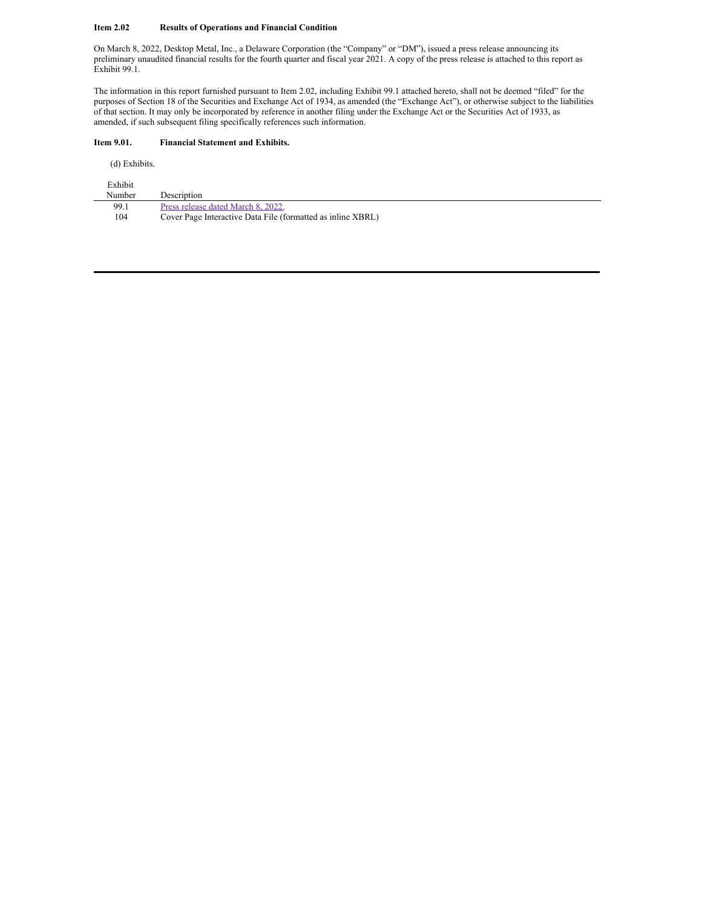**Item 2.02 Results of Operations and Financial Condition**

On March 8, 2022, Desktop Metal, Inc., a Delaware Corporation (the "Company" or "DM"), issued a press release announcing its preliminary unaudited financial results for the fourth quarter and fiscal year 2021. A copy of the press release is attached to this report as Exhibit 99.1.

The information in this report furnished pursuant to Item 2.02, including Exhibit 99.1 attached hereto, shall not be deemed "filed" for the purposes of Section 18 of the Securities and Exchange Act of 1934, as amended (the "Exchange Act"), or otherwise subject to the liabilities of that section. It may only be incorporated by reference in another filing under the Exchange Act or the Securities Act of 1933, as amended, if such subsequent filing specifically references such information.

**Item 9.01. Financial Statement and Exhibits.**

(d) Exhibits.

| Exhibit Number | Description |
|---|---|
| 99.1 | Press release dated March 8, 2022. |
| 104 | Cover Page Interactive Data File (formatted as inline XBRL) |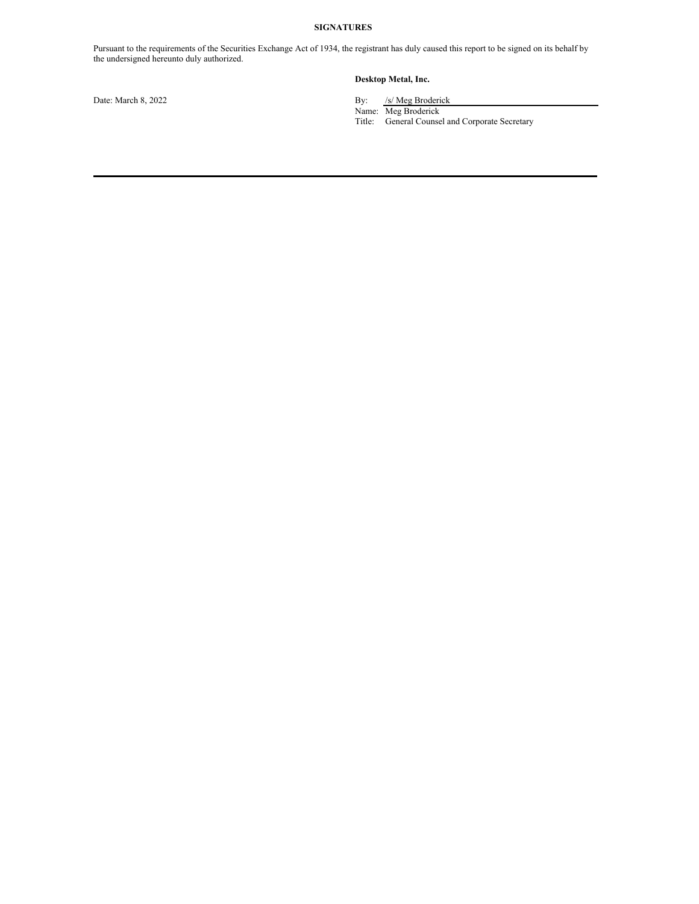**SIGNATURES**

Pursuant to the requirements of the Securities Exchange Act of 1934, the registrant has duly caused this report to be signed on its behalf by the undersigned hereunto duly authorized.

**Desktop Metal, Inc.**

Date: March 8, 2022

By: /s/ Meg Broderick
Name: Meg Broderick
Title: General Counsel and Corporate Secretary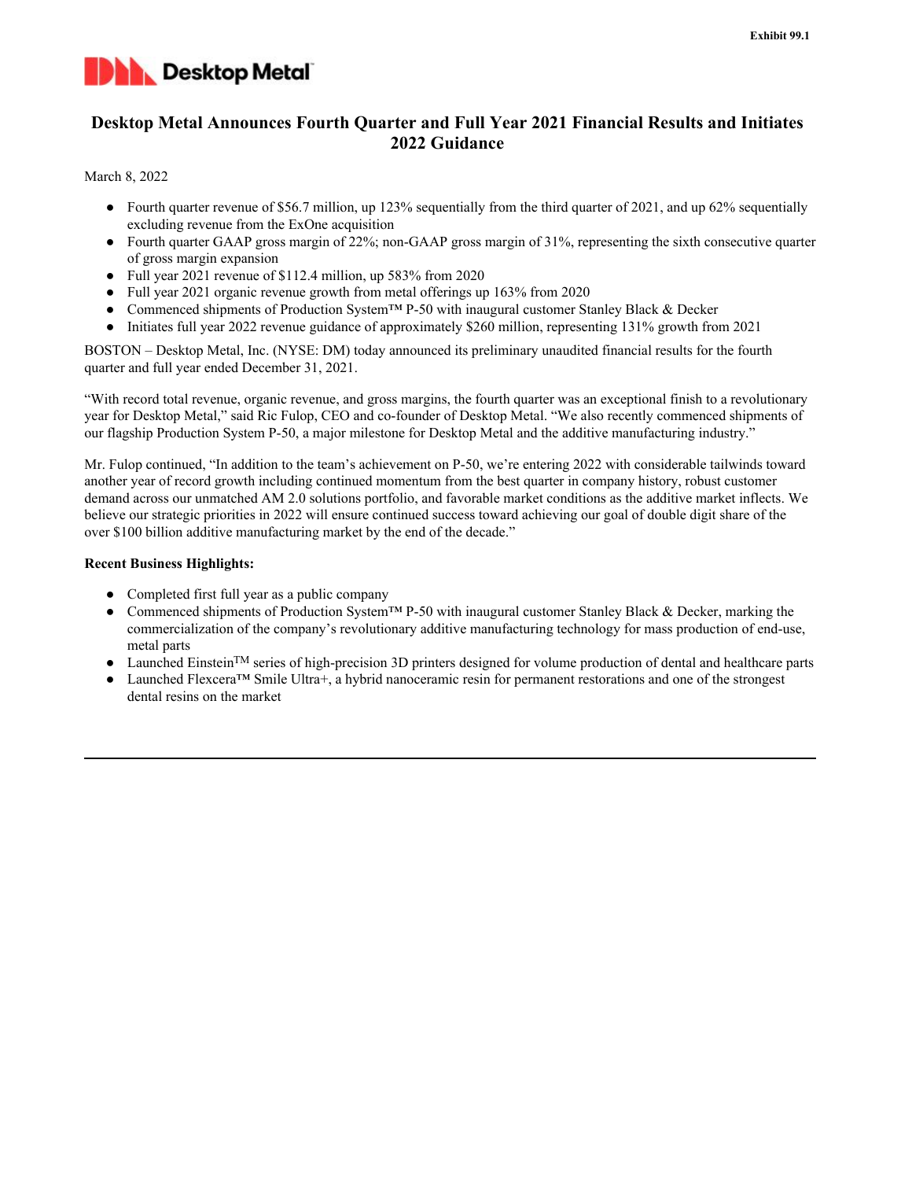Exhibit 99.1

Desktop Metal

# Desktop Metal Announces Fourth Quarter and Full Year 2021 Financial Results and Initiates 2022 Guidance

March 8, 2022

- Fourth quarter revenue of $56.7 million, up 123% sequentially from the third quarter of 2021, and up 62% sequentially excluding revenue from the ExOne acquisition
- Fourth quarter GAAP gross margin of 22%; non-GAAP gross margin of 31%, representing the sixth consecutive quarter of gross margin expansion
- Full year 2021 revenue of $112.4 million, up 583% from 2020
- Full year 2021 organic revenue growth from metal offerings up 163% from 2020
- Commenced shipments of Production System™ P-50 with inaugural customer Stanley Black & Decker
- Initiates full year 2022 revenue guidance of approximately $260 million, representing 131% growth from 2021

BOSTON – Desktop Metal, Inc. (NYSE: DM) today announced its preliminary unaudited financial results for the fourth quarter and full year ended December 31, 2021.

"With record total revenue, organic revenue, and gross margins, the fourth quarter was an exceptional finish to a revolutionary year for Desktop Metal," said Ric Fulop, CEO and co-founder of Desktop Metal. "We also recently commenced shipments of our flagship Production System P-50, a major milestone for Desktop Metal and the additive manufacturing industry."

Mr. Fulop continued, "In addition to the team's achievement on P-50, we're entering 2022 with considerable tailwinds toward another year of record growth including continued momentum from the best quarter in company history, robust customer demand across our unmatched AM 2.0 solutions portfolio, and favorable market conditions as the additive market inflects. We believe our strategic priorities in 2022 will ensure continued success toward achieving our goal of double digit share of the over $100 billion additive manufacturing market by the end of the decade."

**Recent Business Highlights:**

- Completed first full year as a public company
- Commenced shipments of Production System™ P-50 with inaugural customer Stanley Black & Decker, marking the commercialization of the company's revolutionary additive manufacturing technology for mass production of end-use, metal parts
- Launched Einstein™ series of high-precision 3D printers designed for volume production of dental and healthcare parts
- Launched Flexcera™ Smile Ultra+, a hybrid nanoceramic resin for permanent restorations and one of the strongest dental resins on the market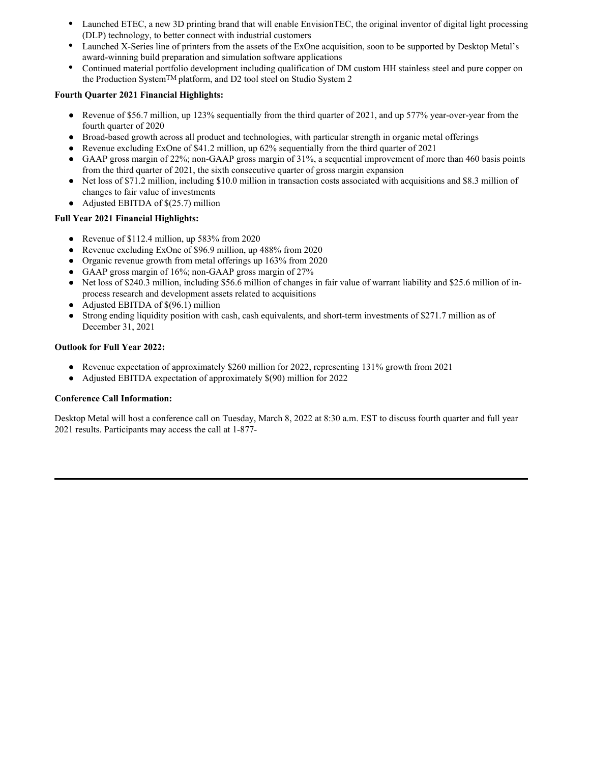- Launched ETEC, a new 3D printing brand that will enable EnvisionTEC, the original inventor of digital light processing (DLP) technology, to better connect with industrial customers
- Launched X-Series line of printers from the assets of the ExOne acquisition, soon to be supported by Desktop Metal's award-winning build preparation and simulation software applications
- Continued material portfolio development including qualification of DM custom HH stainless steel and pure copper on the Production System™ platform, and D2 tool steel on Studio System 2

**Fourth Quarter 2021 Financial Highlights:**

- Revenue of $56.7 million, up 123% sequentially from the third quarter of 2021, and up 577% year-over-year from the fourth quarter of 2020
- Broad-based growth across all product and technologies, with particular strength in organic metal offerings
- Revenue excluding ExOne of $41.2 million, up 62% sequentially from the third quarter of 2021
- GAAP gross margin of 22%; non-GAAP gross margin of 31%, a sequential improvement of more than 460 basis points from the third quarter of 2021, the sixth consecutive quarter of gross margin expansion
- Net loss of $71.2 million, including $10.0 million in transaction costs associated with acquisitions and $8.3 million of changes to fair value of investments
- Adjusted EBITDA of $(25.7) million

**Full Year 2021 Financial Highlights:**

- Revenue of $112.4 million, up 583% from 2020
- Revenue excluding ExOne of $96.9 million, up 488% from 2020
- Organic revenue growth from metal offerings up 163% from 2020
- GAAP gross margin of 16%; non-GAAP gross margin of 27%
- Net loss of $240.3 million, including $56.6 million of changes in fair value of warrant liability and $25.6 million of in-process research and development assets related to acquisitions
- Adjusted EBITDA of $(96.1) million
- Strong ending liquidity position with cash, cash equivalents, and short-term investments of $271.7 million as of December 31, 2021

**Outlook for Full Year 2022:**

- Revenue expectation of approximately $260 million for 2022, representing 131% growth from 2021
- Adjusted EBITDA expectation of approximately $(90) million for 2022

**Conference Call Information:**

Desktop Metal will host a conference call on Tuesday, March 8, 2022 at 8:30 a.m. EST to discuss fourth quarter and full year 2021 results. Participants may access the call at 1-877-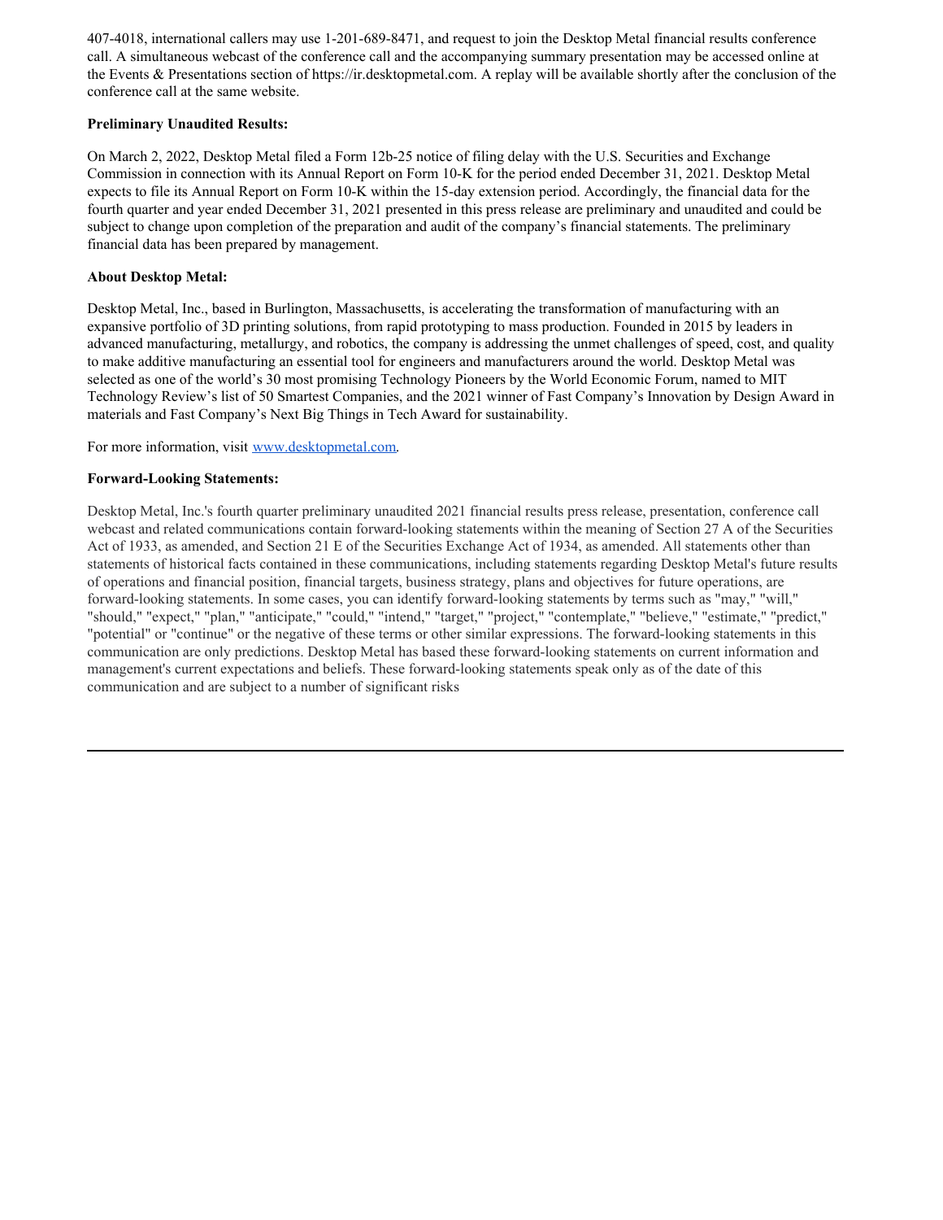407-4018, international callers may use 1-201-689-8471, and request to join the Desktop Metal financial results conference call. A simultaneous webcast of the conference call and the accompanying summary presentation may be accessed online at the Events & Presentations section of https://ir.desktopmetal.com. A replay will be available shortly after the conclusion of the conference call at the same website.

**Preliminary Unaudited Results:**

On March 2, 2022, Desktop Metal filed a Form 12b-25 notice of filing delay with the U.S. Securities and Exchange Commission in connection with its Annual Report on Form 10-K for the period ended December 31, 2021. Desktop Metal expects to file its Annual Report on Form 10-K within the 15-day extension period. Accordingly, the financial data for the fourth quarter and year ended December 31, 2021 presented in this press release are preliminary and unaudited and could be subject to change upon completion of the preparation and audit of the company's financial statements. The preliminary financial data has been prepared by management.

**About Desktop Metal:**

Desktop Metal, Inc., based in Burlington, Massachusetts, is accelerating the transformation of manufacturing with an expansive portfolio of 3D printing solutions, from rapid prototyping to mass production. Founded in 2015 by leaders in advanced manufacturing, metallurgy, and robotics, the company is addressing the unmet challenges of speed, cost, and quality to make additive manufacturing an essential tool for engineers and manufacturers around the world. Desktop Metal was selected as one of the world's 30 most promising Technology Pioneers by the World Economic Forum, named to MIT Technology Review's list of 50 Smartest Companies, and the 2021 winner of Fast Company's Innovation by Design Award in materials and Fast Company's Next Big Things in Tech Award for sustainability.

For more information, visit [www.desktopmetal.com](www.desktopmetal.com).

**Forward-Looking Statements:**

Desktop Metal, Inc.'s fourth quarter preliminary unaudited 2021 financial results press release, presentation, conference call webcast and related communications contain forward-looking statements within the meaning of Section 27 A of the Securities Act of 1933, as amended, and Section 21 E of the Securities Exchange Act of 1934, as amended. All statements other than statements of historical facts contained in these communications, including statements regarding Desktop Metal's future results of operations and financial position, financial targets, business strategy, plans and objectives for future operations, are forward-looking statements. In some cases, you can identify forward-looking statements by terms such as "may," "will," "should," "expect," "plan," "anticipate," "could," "intend," "target," "project," "contemplate," "believe," "estimate," "predict," "potential" or "continue" or the negative of these terms or other similar expressions. The forward-looking statements in this communication are only predictions. Desktop Metal has based these forward-looking statements on current information and management's current expectations and beliefs. These forward-looking statements speak only as of the date of this communication and are subject to a number of significant risks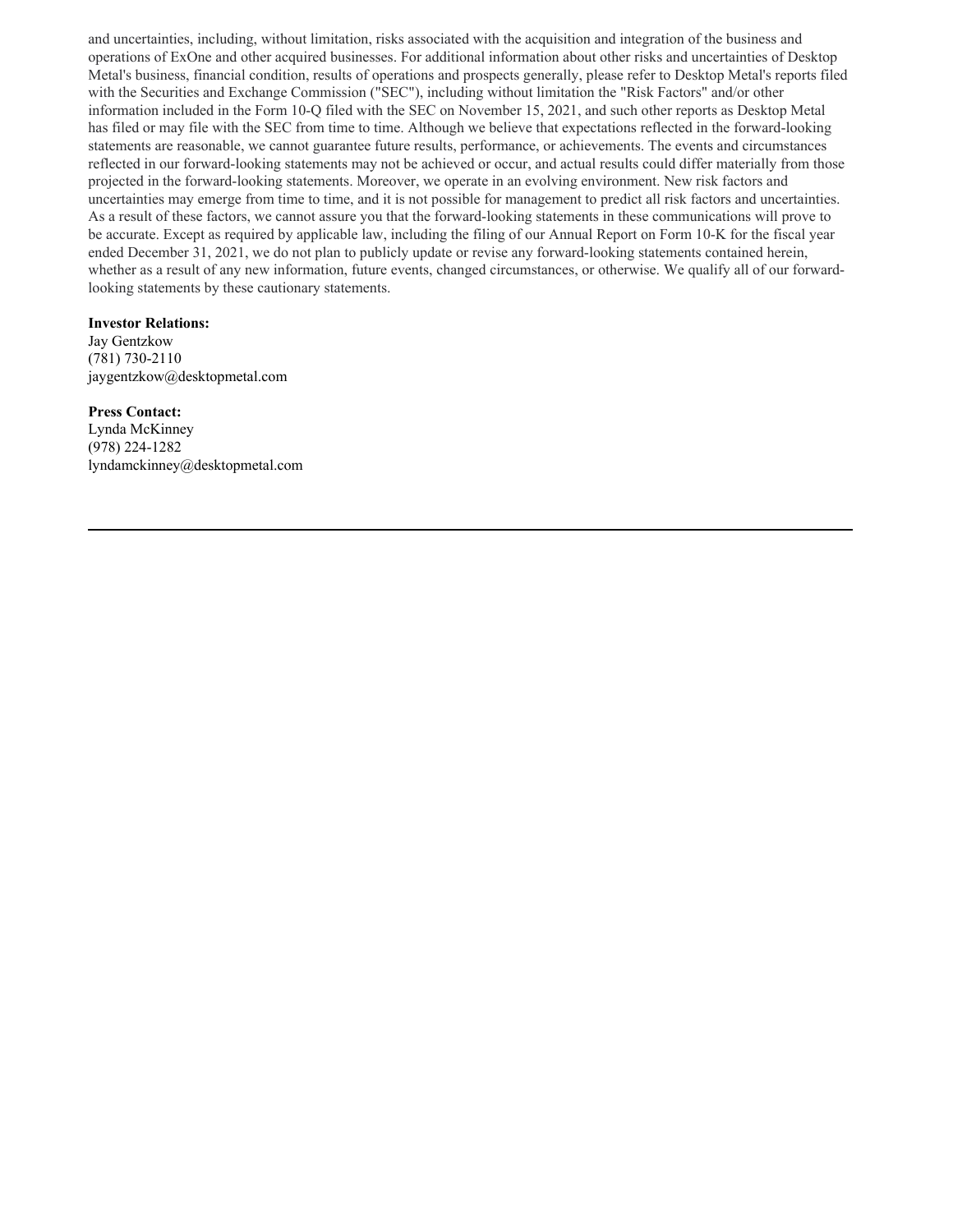and uncertainties, including, without limitation, risks associated with the acquisition and integration of the business and operations of ExOne and other acquired businesses. For additional information about other risks and uncertainties of Desktop Metal's business, financial condition, results of operations and prospects generally, please refer to Desktop Metal's reports filed with the Securities and Exchange Commission ("SEC"), including without limitation the "Risk Factors" and/or other information included in the Form 10-Q filed with the SEC on November 15, 2021, and such other reports as Desktop Metal has filed or may file with the SEC from time to time. Although we believe that expectations reflected in the forward-looking statements are reasonable, we cannot guarantee future results, performance, or achievements. The events and circumstances reflected in our forward-looking statements may not be achieved or occur, and actual results could differ materially from those projected in the forward-looking statements. Moreover, we operate in an evolving environment. New risk factors and uncertainties may emerge from time to time, and it is not possible for management to predict all risk factors and uncertainties. As a result of these factors, we cannot assure you that the forward-looking statements in these communications will prove to be accurate. Except as required by applicable law, including the filing of our Annual Report on Form 10-K for the fiscal year ended December 31, 2021, we do not plan to publicly update or revise any forward-looking statements contained herein, whether as a result of any new information, future events, changed circumstances, or otherwise. We qualify all of our forward-looking statements by these cautionary statements.

**Investor Relations:**
Jay Gentzkow
(781) 730-2110
jaygentzkow@desktopmetal.com

**Press Contact:**
Lynda McKinney
(978) 224-1282
lyndamckinney@desktopmetal.com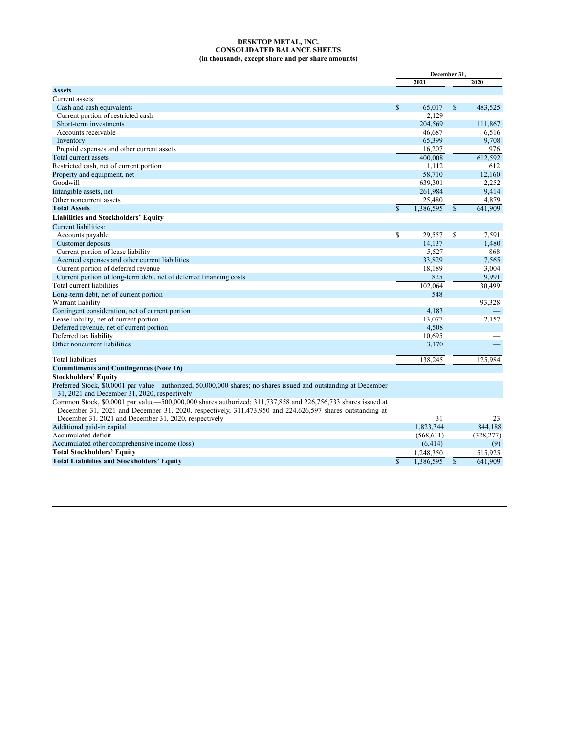**DESKTOP METAL, INC.**
**CONSOLIDATED BALANCE SHEETS**
**(in thousands, except share and per share amounts)**

| | December 31, 2021 | December 31, 2020 |
|---|---|---|
| **Assets** | | |
| Current assets: | | |
| Cash and cash equivalents | $ 65,017 | $ 483,525 |
| Current portion of restricted cash | 2,129 | — |
| Short-term investments | 204,569 | 111,867 |
| Accounts receivable | 46,687 | 6,516 |
| Inventory | 65,399 | 9,708 |
| Prepaid expenses and other current assets | 16,207 | 976 |
| Total current assets | 400,008 | 612,592 |
| Restricted cash, net of current portion | 1,112 | 612 |
| Property and equipment, net | 58,710 | 12,160 |
| Goodwill | 639,301 | 2,252 |
| Intangible assets, net | 261,984 | 9,414 |
| Other noncurrent assets | 25,480 | 4,879 |
| **Total Assets** | $ 1,386,595 | $ 641,909 |
| **Liabilities and Stockholders' Equity** | | |
| Current liabilities: | | |
| Accounts payable | $ 29,557 | $ 7,591 |
| Customer deposits | 14,137 | 1,480 |
| Current portion of lease liability | 5,527 | 868 |
| Accrued expenses and other current liabilities | 33,829 | 7,565 |
| Current portion of deferred revenue | 18,189 | 3,004 |
| Current portion of long-term debt, net of deferred financing costs | 825 | 9,991 |
| Total current liabilities | 102,064 | 30,499 |
| Long-term debt, net of current portion | 548 | — |
| Warrant liability | — | 93,328 |
| Contingent consideration, net of current portion | 4,183 | — |
| Lease liability, net of current portion | 13,077 | 2,157 |
| Deferred revenue, net of current portion | 4,508 | — |
| Deferred tax liability | 10,695 | — |
| Other noncurrent liabilities | 3,170 | — |
| Total liabilities | 138,245 | 125,984 |
| **Commitments and Contingences (Note 16)** | | |
| **Stockholders' Equity** | | |
| Preferred Stock, $0.0001 par value—authorized, 50,000,000 shares; no shares issued and outstanding at December 31, 2021 and December 31, 2020, respectively | — | — |
| Common Stock, $0.0001 par value—500,000,000 shares authorized; 311,737,858 and 226,756,733 shares issued at December 31, 2021 and December 31, 2020, respectively, 311,473,950 and 224,626,597 shares outstanding at December 31, 2021 and December 31, 2020, respectively | 31 | 23 |
| Additional paid-in capital | 1,823,344 | 844,188 |
| Accumulated deficit | (568,611) | (328,277) |
| Accumulated other comprehensive income (loss) | (6,414) | (9) |
| **Total Stockholders' Equity** | 1,248,350 | 515,925 |
| **Total Liabilities and Stockholders' Equity** | $ 1,386,595 | $ 641,909 |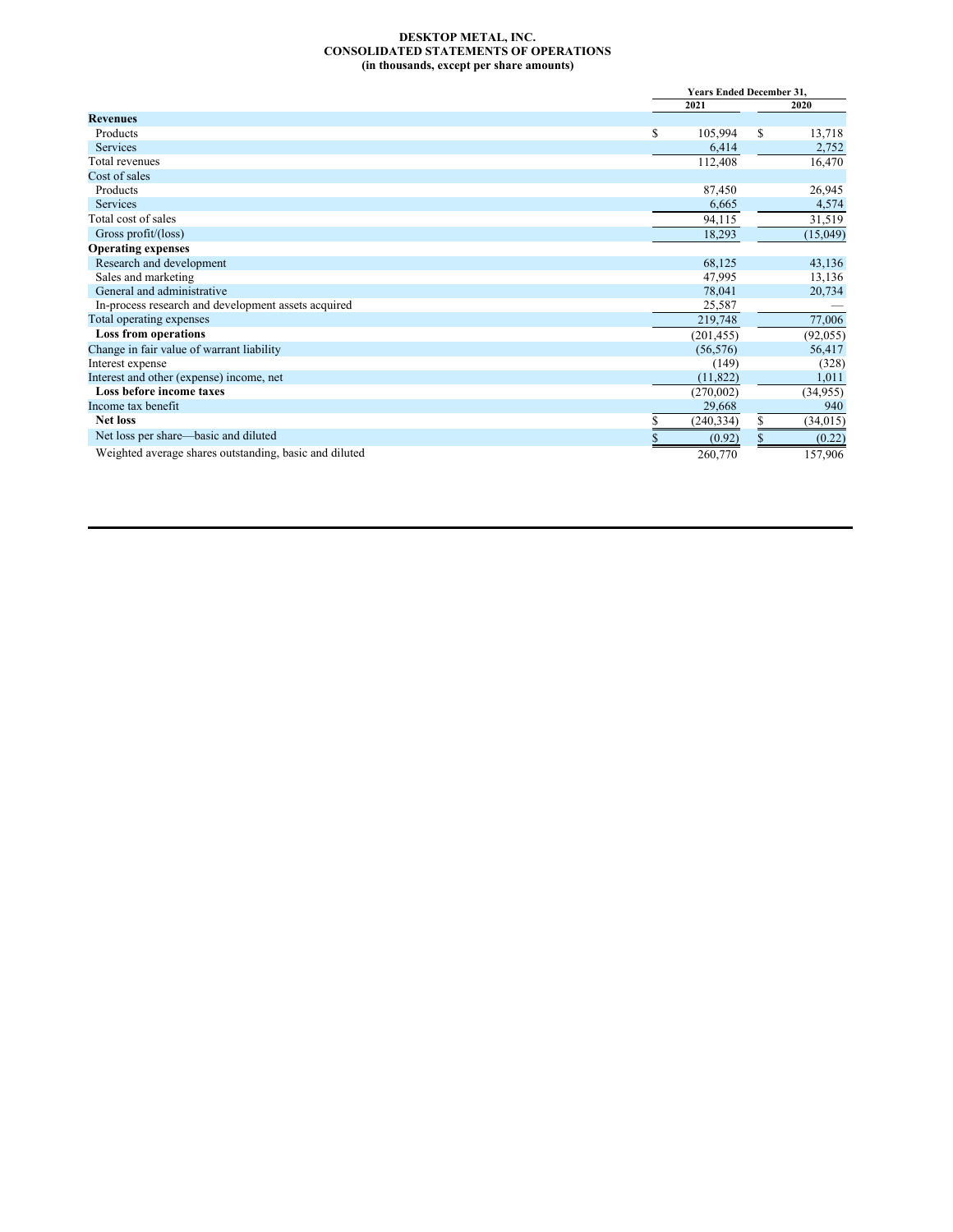**DESKTOP METAL, INC.**
**CONSOLIDATED STATEMENTS OF OPERATIONS**
**(in thousands, except per share amounts)**

| | Years Ended December 31, | |
|---|---|---|
| | 2021 | 2020 |
| **Revenues** | | |
| Products | $ 105,994 | $ 13,718 |
| Services | 6,414 | 2,752 |
| Total revenues | 112,408 | 16,470 |
| Cost of sales | | |
| Products | 87,450 | 26,945 |
| Services | 6,665 | 4,574 |
| Total cost of sales | 94,115 | 31,519 |
| Gross profit/(loss) | 18,293 | (15,049) |
| **Operating expenses** | | |
| Research and development | 68,125 | 43,136 |
| Sales and marketing | 47,995 | 13,136 |
| General and administrative | 78,041 | 20,734 |
| In-process research and development assets acquired | 25,587 | — |
| Total operating expenses | 219,748 | 77,006 |
| **Loss from operations** | (201,455) | (92,055) |
| Change in fair value of warrant liability | (56,576) | 56,417 |
| Interest expense | (149) | (328) |
| Interest and other (expense) income, net | (11,822) | 1,011 |
| **Loss before income taxes** | (270,002) | (34,955) |
| Income tax benefit | 29,668 | 940 |
| **Net loss** | $ (240,334) | $ (34,015) |
| Net loss per share—basic and diluted | $ (0.92) | $ (0.22) |
| Weighted average shares outstanding, basic and diluted | 260,770 | 157,906 |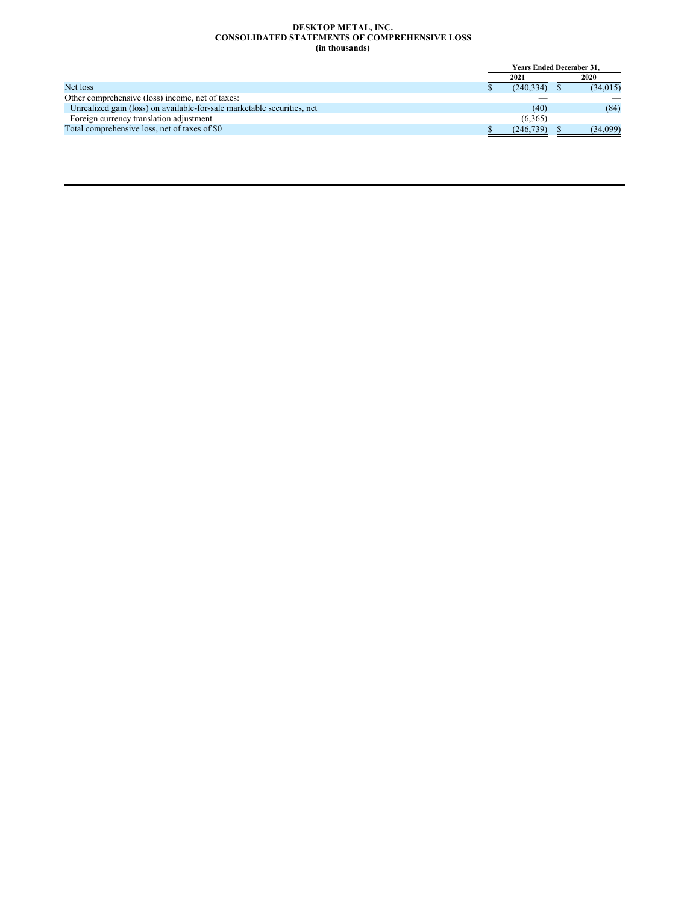**DESKTOP METAL, INC.**
**CONSOLIDATED STATEMENTS OF COMPREHENSIVE LOSS**
**(in thousands)**

| | Years Ended December 31, | |
|---|---|---|
| | 2021 | 2020 |
| Net loss | $ (240,334) | $ (34,015) |
| Other comprehensive (loss) income, net of taxes: | — | — |
| Unrealized gain (loss) on available-for-sale marketable securities, net | (40) | (84) |
| Foreign currency translation adjustment | (6,365) | — |
| Total comprehensive loss, net of taxes of $0 | $ (246,739) | $ (34,099) |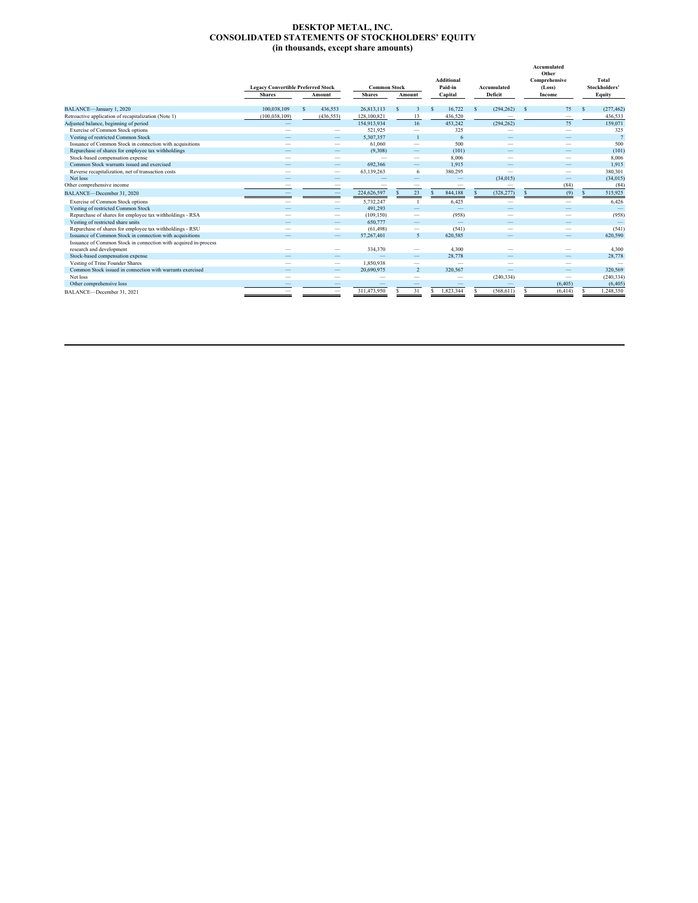# DESKTOP METAL, INC.
# CONSOLIDATED STATEMENTS OF STOCKHOLDERS' EQUITY
# (in thousands, except share amounts)

| | Legacy Convertible Preferred Stock | | Common Stock | | Additional Paid-in Capital | Accumulated Deficit | Accumulated Other Comprehensive (Loss) Income | Total Stockholders' Equity |
|---|---|---|---|---|---|---|---|---|
| | Shares | Amount | Shares | Amount | | | | |
| BALANCE—January 1, 2020 | 100,038,109 | $ 436,553 | 26,813,113 | $ 3 | $ 16,722 | $ (294,262) | $ 75 | $ (277,462) |
| Retroactive application of recapitalization (Note 1) | (100,038,109) | (436,553) | 128,100,821 | 13 | 436,520 | — | — | 436,533 |
| Adjusted balance, beginning of period | — | — | 154,913,934 | 16 | 453,242 | (294,262) | 75 | 159,071 |
| Exercise of Common Stock options | — | — | 521,925 | — | 325 | — | — | 325 |
| Vesting of restricted Common Stock | — | — | 5,307,357 | 1 | 6 | — | — | 7 |
| Issuance of Common Stock in connection with acquisitions | — | — | 61,060 | — | 500 | — | — | 500 |
| Repurchase of shares for employee tax withholdings | — | — | (9,308) | — | (101) | — | — | (101) |
| Stock-based compensation expense | — | — | — | — | 8,006 | — | — | 8,006 |
| Common Stock warrants issued and exercised | — | — | 692,366 | — | 1,915 | — | — | 1,915 |
| Reverse recapitalization, net of transaction costs | — | — | 63,139,263 | 6 | 380,295 | — | — | 380,301 |
| Net loss | — | — | — | — | — | (34,015) | — | (34,015) |
| Other comprehensive income | — | — | — | — | — | — | (84) | (84) |
| BALANCE—December 31, 2020 | — | — | 224,626,597 | $ 23 | $ 844,188 | $ (328,277) | $ (9) | $ 515,925 |
| Exercise of Common Stock options | — | — | 5,732,247 | 1 | 6,425 | — | — | 6,426 |
| Vesting of restricted Common Stock | — | — | 491,293 | — | — | — | — | — |
| Repurchase of shares for employee tax withholdings - RSA | — | — | (109,150) | — | (958) | — | — | (958) |
| Vesting of restricted share units | — | — | 650,777 | — | — | — | — | — |
| Repurchase of shares for employee tax withholdings - RSU | — | — | (61,498) | — | (541) | — | — | (541) |
| Issuance of Common Stock in connection with acquisitions | — | — | 57,267,401 | 5 | 620,585 | — | — | 620,590 |
| Issuance of Common Stock in connection with acquired in-process research and development | — | — | 334,370 | — | 4,300 | — | — | 4,300 |
| Stock-based compensation expense | — | — | — | — | 28,778 | — | — | 28,778 |
| Vesting of Trine Founder Shares | — | — | 1,850,938 | — | — | — | — | — |
| Common Stock issued in connection with warrants exercised | — | — | 20,690,975 | 2 | 320,567 | — | — | 320,569 |
| Net loss | — | — | — | — | — | (240,334) | — | (240,334) |
| Other comprehensive loss | — | — | — | — | — | — | (6,405) | (6,405) |
| BALANCE—December 31, 2021 | — | — | 311,473,950 | $ 31 | $ 1,823,344 | $ (568,611) | $ (6,414) | $ 1,248,350 |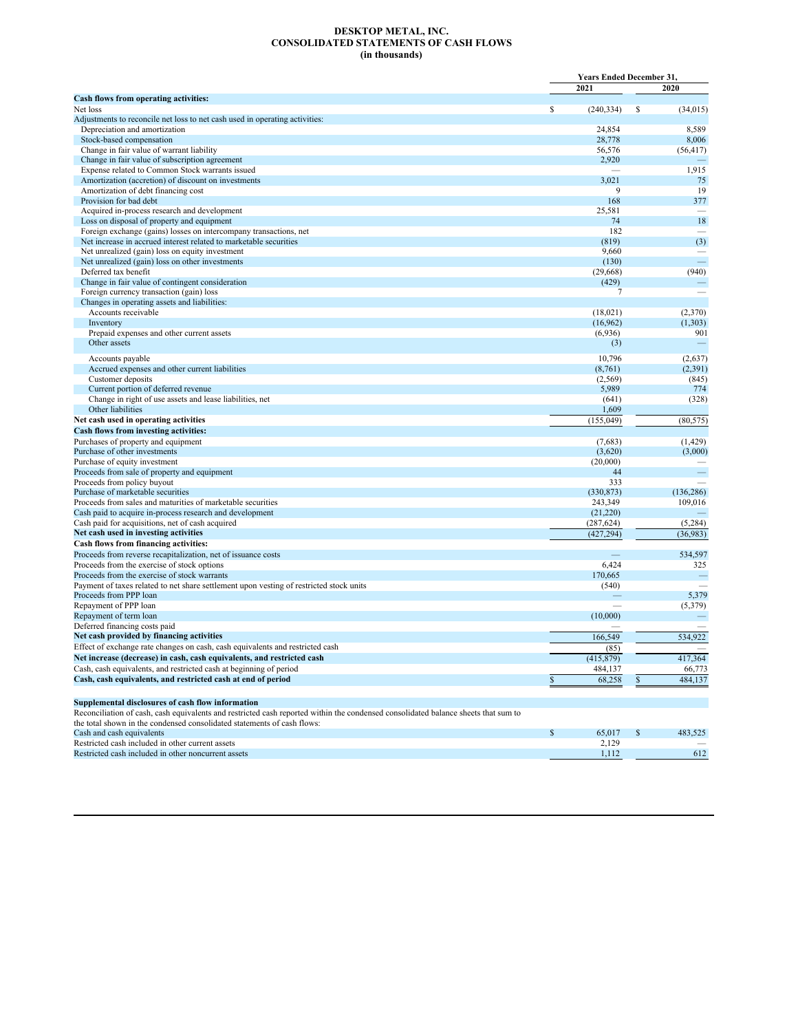# DESKTOP METAL, INC.
## CONSOLIDATED STATEMENTS OF CASH FLOWS
### (in thousands)

| | Years Ended December 31, | |
|---|---|---|
| | 2021 | 2020 |
| **Cash flows from operating activities:** | | |
| Net loss | $ (240,334) | $ (34,015) |
| Adjustments to reconcile net loss to net cash used in operating activities: | | |
| Depreciation and amortization | 24,854 | 8,589 |
| Stock-based compensation | 28,778 | 8,006 |
| Change in fair value of warrant liability | 56,576 | (56,417) |
| Change in fair value of subscription agreement | 2,920 | — |
| Expense related to Common Stock warrants issued | — | 1,915 |
| Amortization (accretion) of discount on investments | 3,021 | 75 |
| Amortization of debt financing cost | 9 | 19 |
| Provision for bad debt | 168 | 377 |
| Acquired in-process research and development | 25,581 | — |
| Loss on disposal of property and equipment | 74 | 18 |
| Foreign exchange (gains) losses on intercompany transactions, net | 182 | — |
| Net increase in accrued interest related to marketable securities | (819) | (3) |
| Net unrealized (gain) loss on equity investment | 9,660 | — |
| Net unrealized (gain) loss on other investments | (130) | — |
| Deferred tax benefit | (29,668) | (940) |
| Change in fair value of contingent consideration | (429) | — |
| Foreign currency transaction (gain) loss | 7 | — |
| Changes in operating assets and liabilities: | | |
| Accounts receivable | (18,021) | (2,370) |
| Inventory | (16,962) | (1,303) |
| Prepaid expenses and other current assets | (6,936) | 901 |
| Other assets | (3) | — |
| Accounts payable | 10,796 | (2,637) |
| Accrued expenses and other current liabilities | (8,761) | (2,391) |
| Customer deposits | (2,569) | (845) |
| Current portion of deferred revenue | 5,989 | 774 |
| Change in right of use assets and lease liabilities, net | (641) | (328) |
| Other liabilities | 1,609 | |
| **Net cash used in operating activities** | (155,049) | (80,575) |
| **Cash flows from investing activities:** | | |
| Purchases of property and equipment | (7,683) | (1,429) |
| Purchase of other investments | (3,620) | (3,000) |
| Purchase of equity investment | (20,000) | — |
| Proceeds from sale of property and equipment | 44 | — |
| Proceeds from policy buyout | 333 | — |
| Purchase of marketable securities | (330,873) | (136,286) |
| Proceeds from sales and maturities of marketable securities | 243,349 | 109,016 |
| Cash paid to acquire in-process research and development | (21,220) | — |
| Cash paid for acquisitions, net of cash acquired | (287,624) | (5,284) |
| **Net cash used in investing activities** | (427,294) | (36,983) |
| **Cash flows from financing activities:** | | |
| Proceeds from reverse recapitalization, net of issuance costs | — | 534,597 |
| Proceeds from the exercise of stock options | 6,424 | 325 |
| Proceeds from the exercise of stock warrants | 170,665 | — |
| Payment of taxes related to net share settlement upon vesting of restricted stock units | (540) | — |
| Proceeds from PPP loan | — | 5,379 |
| Repayment of PPP loan | — | (5,379) |
| Repayment of term loan | (10,000) | — |
| Deferred financing costs paid | — | — |
| **Net cash provided by financing activities** | 166,549 | 534,922 |
| Effect of exchange rate changes on cash, cash equivalents and restricted cash | (85) | — |
| **Net increase (decrease) in cash, cash equivalents, and restricted cash** | (415,879) | 417,364 |
| Cash, cash equivalents, and restricted cash at beginning of period | 484,137 | 66,773 |
| **Cash, cash equivalents, and restricted cash at end of period** | $ 68,258 | $ 484,137 |
| | | |
| **Supplemental disclosures of cash flow information** | | |
| Reconciliation of cash, cash equivalents and restricted cash reported within the condensed consolidated balance sheets that sum to the total shown in the condensed consolidated statements of cash flows: | | |
| Cash and cash equivalents | $ 65,017 | $ 483,525 |
| Restricted cash included in other current assets | 2,129 | — |
| Restricted cash included in other noncurrent assets | 1,112 | 612 |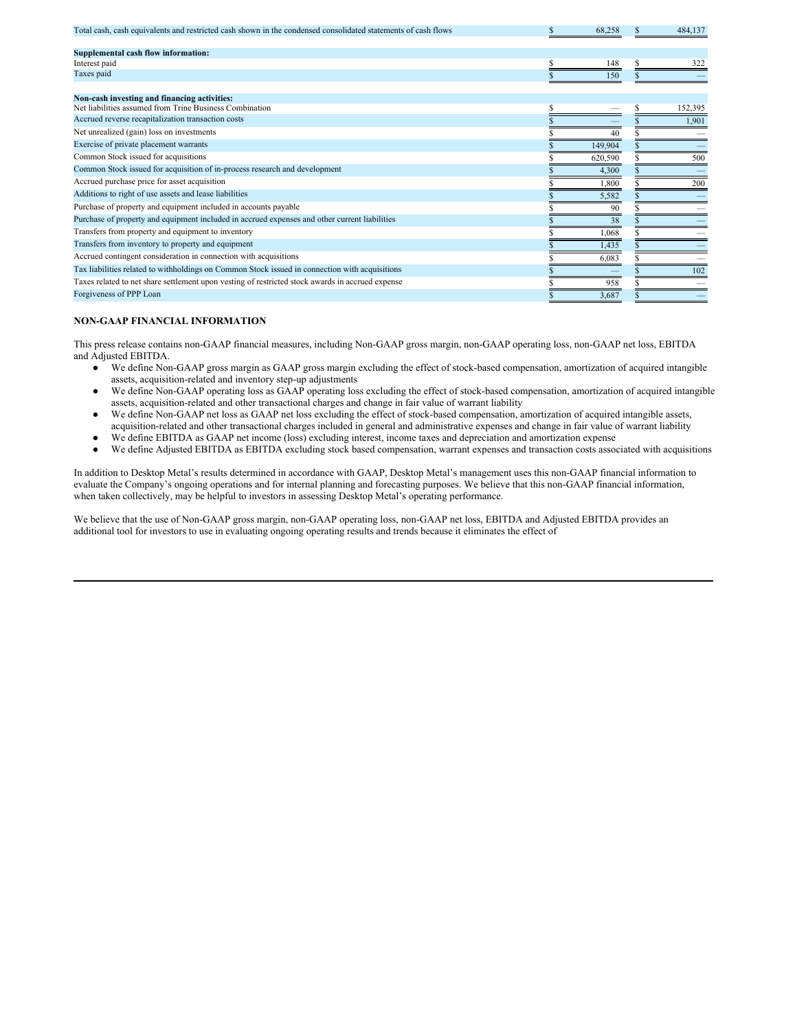| | | |
|---|---|---|
| Total cash, cash equivalents and restricted cash shown in the condensed consolidated statements of cash flows | $ 68,258 | $ 484,137 |
| **Supplemental cash flow information:** | | |
| Interest paid | $ 148 | $ 322 |
| Taxes paid | $ 150 | $ — |
| **Non-cash investing and financing activities:** | | |
| Net liabilities assumed from Trine Business Combination | $ — | $ 152,395 |
| Accrued reverse recapitalization transaction costs | $ — | $ 1,901 |
| Net unrealized (gain) loss on investments | $ 40 | $ — |
| Exercise of private placement warrants | $ 149,904 | $ — |
| Common Stock issued for acquisitions | $ 620,590 | $ 500 |
| Common Stock issued for acquisition of in-process research and development | $ 4,300 | $ — |
| Accrued purchase price for asset acquisition | $ 1,800 | $ 200 |
| Additions to right of use assets and lease liabilities | $ 5,582 | $ — |
| Purchase of property and equipment included in accounts payable | $ 90 | $ — |
| Purchase of property and equipment included in accrued expenses and other current liabilities | $ 38 | $ — |
| Transfers from property and equipment to inventory | $ 1,068 | $ — |
| Transfers from inventory to property and equipment | $ 1,435 | $ — |
| Accrued contingent consideration in connection with acquisitions | $ 6,083 | $ — |
| Tax liabilities related to withholdings on Common Stock issued in connection with acquisitions | $ — | $ 102 |
| Taxes related to net share settlement upon vesting of restricted stock awards in accrued expense | $ 958 | $ — |
| Forgiveness of PPP Loan | $ 3,687 | $ — |

**NON-GAAP FINANCIAL INFORMATION**

This press release contains non-GAAP financial measures, including Non-GAAP gross margin, non-GAAP operating loss, non-GAAP net loss, EBITDA and Adjusted EBITDA.

- We define Non-GAAP gross margin as GAAP gross margin excluding the effect of stock-based compensation, amortization of acquired intangible assets, acquisition-related and inventory step-up adjustments
- We define Non-GAAP operating loss as GAAP operating loss excluding the effect of stock-based compensation, amortization of acquired intangible assets, acquisition-related and other transactional charges and change in fair value of warrant liability
- We define Non-GAAP net loss as GAAP net loss excluding the effect of stock-based compensation, amortization of acquired intangible assets, acquisition-related and other transactional charges included in general and administrative expenses and change in fair value of warrant liability
- We define EBITDA as GAAP net income (loss) excluding interest, income taxes and depreciation and amortization expense
- We define Adjusted EBITDA as EBITDA excluding stock based compensation, warrant expenses and transaction costs associated with acquisitions

In addition to Desktop Metal's results determined in accordance with GAAP, Desktop Metal's management uses this non-GAAP financial information to evaluate the Company's ongoing operations and for internal planning and forecasting purposes. We believe that this non-GAAP financial information, when taken collectively, may be helpful to investors in assessing Desktop Metal's operating performance.

We believe that the use of Non-GAAP gross margin, non-GAAP operating loss, non-GAAP net loss, EBITDA and Adjusted EBITDA provides an additional tool for investors to use in evaluating ongoing operating results and trends because it eliminates the effect of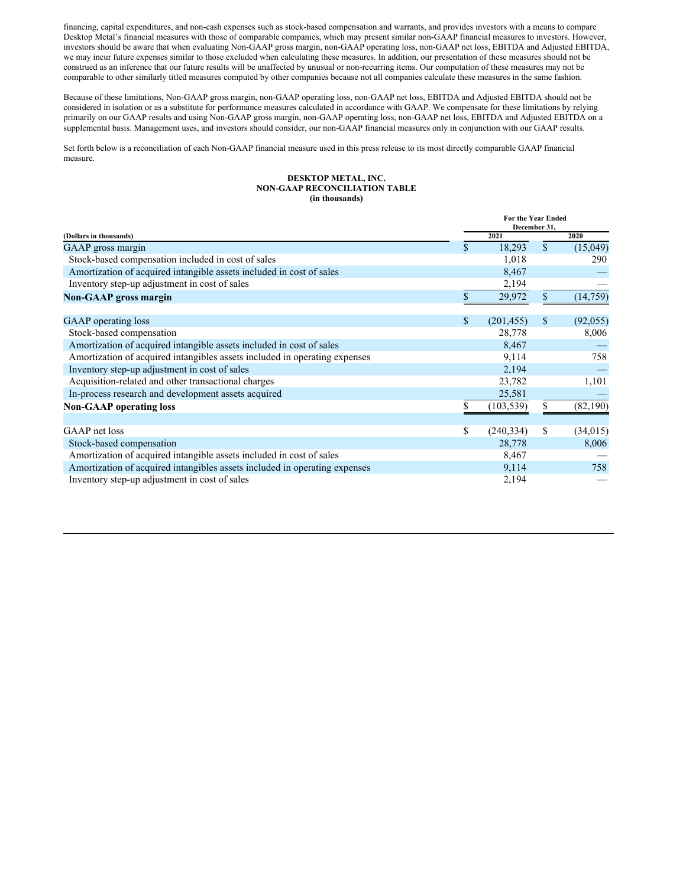financing, capital expenditures, and non-cash expenses such as stock-based compensation and warrants, and provides investors with a means to compare Desktop Metal's financial measures with those of comparable companies, which may present similar non-GAAP financial measures to investors. However, investors should be aware that when evaluating Non-GAAP gross margin, non-GAAP operating loss, non-GAAP net loss, EBITDA and Adjusted EBITDA, we may incur future expenses similar to those excluded when calculating these measures. In addition, our presentation of these measures should not be construed as an inference that our future results will be unaffected by unusual or non-recurring items. Our computation of these measures may not be comparable to other similarly titled measures computed by other companies because not all companies calculate these measures in the same fashion.

Because of these limitations, Non-GAAP gross margin, non-GAAP operating loss, non-GAAP net loss, EBITDA and Adjusted EBITDA should not be considered in isolation or as a substitute for performance measures calculated in accordance with GAAP. We compensate for these limitations by relying primarily on our GAAP results and using Non-GAAP gross margin, non-GAAP operating loss, non-GAAP net loss, EBITDA and Adjusted EBITDA on a supplemental basis. Management uses, and investors should consider, our non-GAAP financial measures only in conjunction with our GAAP results.

Set forth below is a reconciliation of each Non-GAAP financial measure used in this press release to its most directly comparable GAAP financial measure.

**DESKTOP METAL, INC.**
**NON-GAAP RECONCILIATION TABLE**
**(in thousands)**

| (Dollars in thousands) | For the Year Ended December 31, 2021 | 2020 |
|---|---|---|
| GAAP gross margin | $ 18,293 | $ (15,049) |
| Stock-based compensation included in cost of sales | 1,018 | 290 |
| Amortization of acquired intangible assets included in cost of sales | 8,467 | — |
| Inventory step-up adjustment in cost of sales | 2,194 | — |
| **Non-GAAP gross margin** | $ 29,972 | $ (14,759) |
| | | |
| GAAP operating loss | $ (201,455) | $ (92,055) |
| Stock-based compensation | 28,778 | 8,006 |
| Amortization of acquired intangible assets included in cost of sales | 8,467 | — |
| Amortization of acquired intangibles assets included in operating expenses | 9,114 | 758 |
| Inventory step-up adjustment in cost of sales | 2,194 | — |
| Acquisition-related and other transactional charges | 23,782 | 1,101 |
| In-process research and development assets acquired | 25,581 | — |
| **Non-GAAP operating loss** | $ (103,539) | $ (82,190) |
| | | |
| GAAP net loss | $ (240,334) | $ (34,015) |
| Stock-based compensation | 28,778 | 8,006 |
| Amortization of acquired intangible assets included in cost of sales | 8,467 | — |
| Amortization of acquired intangibles assets included in operating expenses | 9,114 | 758 |
| Inventory step-up adjustment in cost of sales | 2,194 | — |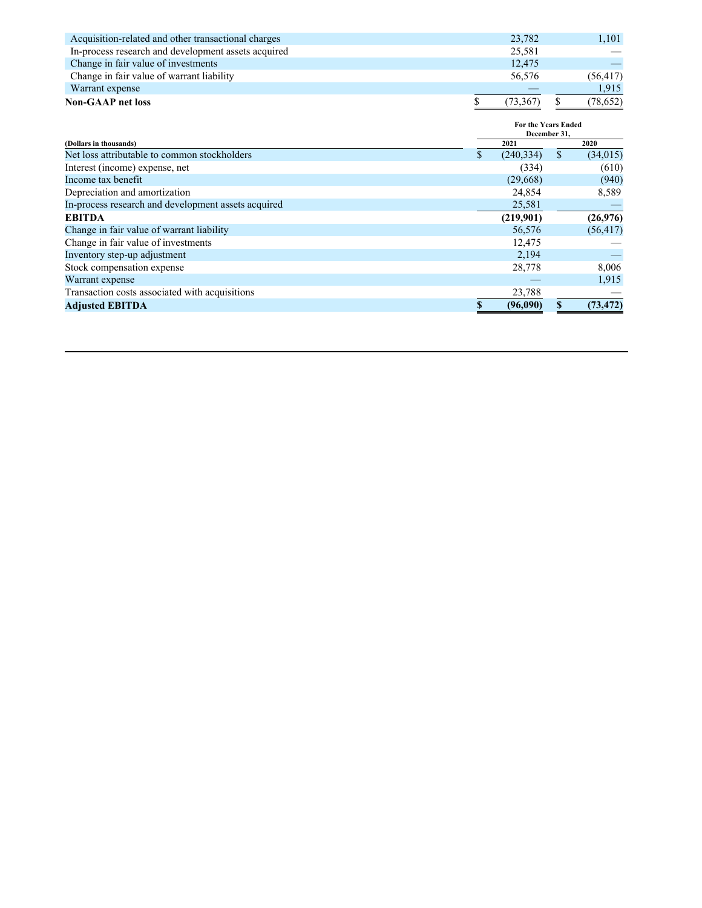| | | |
|---|---|---|
| Acquisition-related and other transactional charges | 23,782 | 1,101 |
| In-process research and development assets acquired | 25,581 | — |
| Change in fair value of investments | 12,475 | — |
| Change in fair value of warrant liability | 56,576 | (56,417) |
| Warrant expense | — | 1,915 |
| **Non-GAAP net loss** | $ (73,367) | $ (78,652) |

| | For the Years Ended December 31, | |
|---|---|---|
| (Dollars in thousands) | 2021 | 2020 |
| Net loss attributable to common stockholders | $ (240,334) | $ (34,015) |
| Interest (income) expense, net | (334) | (610) |
| Income tax benefit | (29,668) | (940) |
| Depreciation and amortization | 24,854 | 8,589 |
| In-process research and development assets acquired | 25,581 | — |
| **EBITDA** | **(219,901)** | **(26,976)** |
| Change in fair value of warrant liability | 56,576 | (56,417) |
| Change in fair value of investments | 12,475 | — |
| Inventory step-up adjustment | 2,194 | — |
| Stock compensation expense | 28,778 | 8,006 |
| Warrant expense | — | 1,915 |
| Transaction costs associated with acquisitions | 23,788 | — |
| **Adjusted EBITDA** | **$ (96,090)** | **$ (73,472)** |